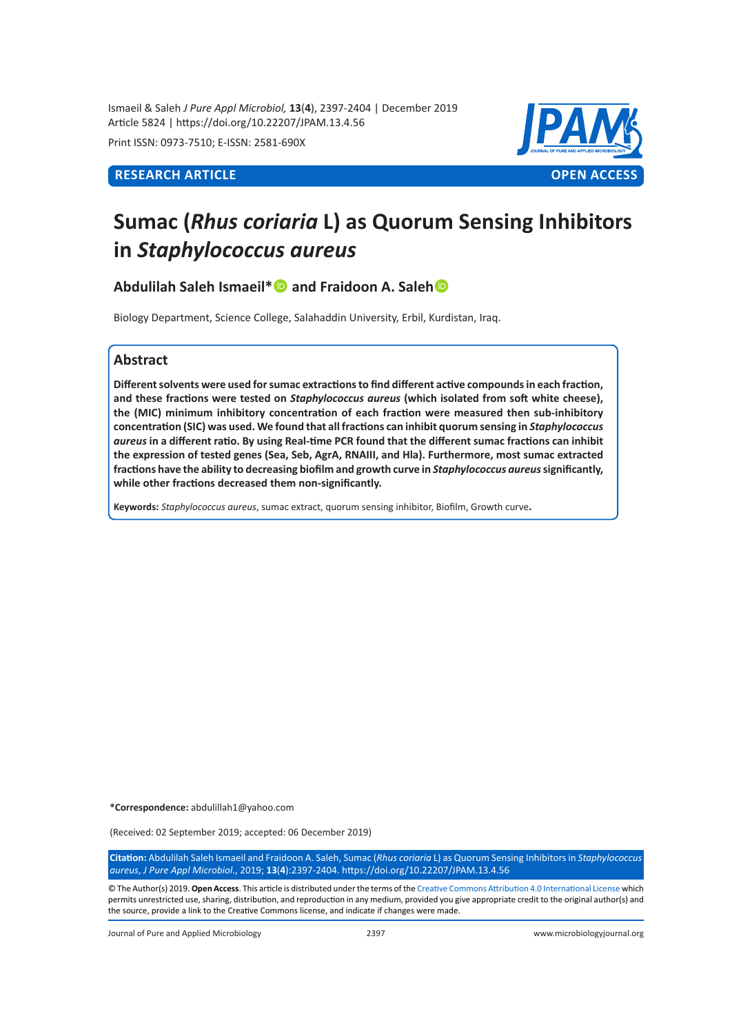RESEARCH ARTICLE OPEN ACCESS

# Sumac (*Rhus coriaria* L) as Quorum Sensing Inhibitors in *Staphylococcus aureus*

**Abdulilah Saleh Ismaeil* and Fraidoon A. Saleh**

Biology Department, Science College, Salahaddin University, Erbil, Kurdistan, Iraq.

## Abstract

**Different solvents were used for sumac extractions to find different active compounds in each fraction, and these fractions were tested on *Staphylococcus aureus* (which isolated from soft white cheese), the (MIC) minimum inhibitory concentration of each fraction were measured then sub-inhibitory concentration (SIC) was used. We found that all fractions can inhibit quorum sensing in *Staphylococcus aureus* in a different ratio. By using Real-time PCR found that the different sumac fractions can inhibit the expression of tested genes (Sea, Seb, AgrA, RNAIII, and Hla). Furthermore, most sumac extracted fractions have the ability to decreasing biofilm and growth curve in *Staphylococcus aureus* significantly, while other fractions decreased them non-significantly.**

**Keywords:** *Staphylococcus aureus*, sumac extract, quorum sensing inhibitor, Biofilm, Growth curve**.**

***Correspondence:** abdulillah1@yahoo.com

(Received: 02 September 2019; accepted: 06 December 2019)

**Citation:** Abdulilah Saleh Ismaeil and Fraidoon A. Saleh, Sumac (*Rhus coriaria* L) as Quorum Sensing Inhibitors in *Staphylococcus aureus*, *J Pure Appl Microbiol*., 2019; **13**(**4**):2397-2404. https://doi.org/10.22207/JPAM.13.4.56

© The Author(s) 2019. **Open Access**. This article is distributed under the terms of the Creative Commons Attribution 4.0 International License which permits unrestricted use, sharing, distribution, and reproduction in any medium, provided you give appropriate credit to the original author(s) and the source, provide a link to the Creative Commons license, and indicate if changes were made.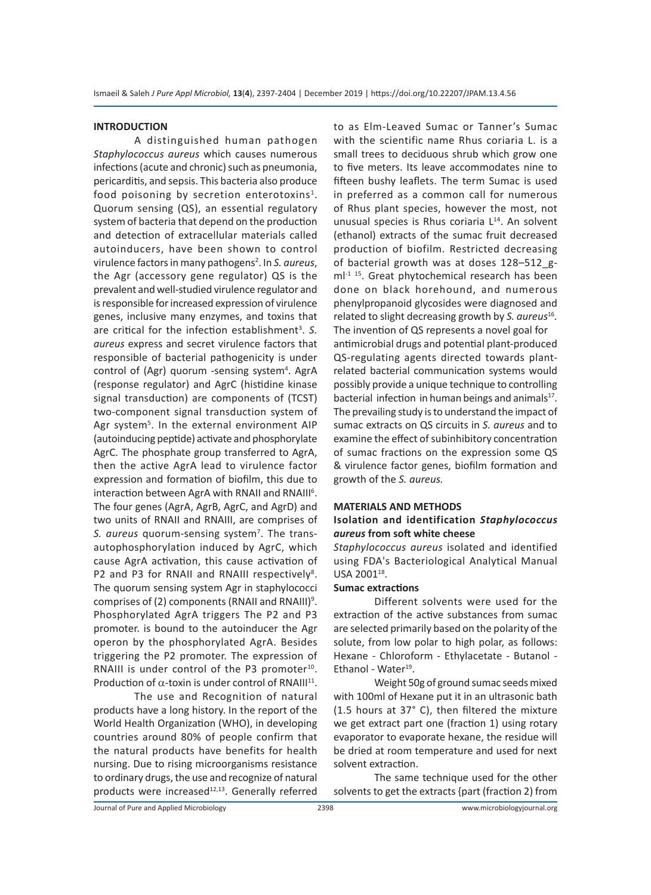## INTRODUCTION

A distinguished human pathogen *Staphylococcus aureus* which causes numerous infections (acute and chronic) such as pneumonia, pericarditis, and sepsis. This bacteria also produce food poisoning by secretion enterotoxins[1]. Quorum sensing (QS), an essential regulatory system of bacteria that depend on the production and detection of extracellular materials called autoinducers, have been shown to control virulence factors in many pathogens[2]. In *S. aureus*, the Agr (accessory gene regulator) QS is the prevalent and well-studied virulence regulator and is responsible for increased expression of virulence genes, inclusive many enzymes, and toxins that are critical for the infection establishment[3]. *S. aureus* express and secret virulence factors that responsible of bacterial pathogenicity is under control of (Agr) quorum -sensing system[4]. AgrA (response regulator) and AgrC (histidine kinase signal transduction) are components of (TCST) two-component signal transduction system of Agr system[5]. In the external environment AIP (autoinducing peptide) activate and phosphorylate AgrC. The phosphate group transferred to AgrA, then the active AgrA lead to virulence factor expression and formation of biofilm, this due to interaction between AgrA with RNAII and RNAIII[6]. The four genes (AgrA, AgrB, AgrC, and AgrD) and two units of RNAII and RNAIII, are comprises of *S. aureus* quorum-sensing system[7]. The trans-autophosphorylation induced by AgrC, which cause AgrA activation, this cause activation of P2 and P3 for RNAII and RNAIII respectively[8]. The quorum sensing system Agr in staphylococci comprises of (2) components (RNAII and RNAIII)[9]. Phosphorylated AgrA triggers The P2 and P3 promoter. is bound to the autoinducer the Agr operon by the phosphorylated AgrA. Besides triggering the P2 promoter. The expression of RNAIII is under control of the P3 promoter[10]. Production of $\alpha$-toxin is under control of RNAIII[11].

The use and Recognition of natural products have a long history. In the report of the World Health Organization (WHO), in developing countries around 80% of people confirm that the natural products have benefits for health nursing. Due to rising microorganisms resistance to ordinary drugs, the use and recognize of natural products were increased[12,13]. Generally referred to as Elm-Leaved Sumac or Tanner's Sumac with the scientific name Rhus coriaria L. is a small trees to deciduous shrub which grow one to five meters. Its leave accommodates nine to fifteen bushy leaflets. The term Sumac is used in preferred as a common call for numerous of Rhus plant species, however the most, not unusual species is Rhus coriaria L[14]. An solvent (ethanol) extracts of the sumac fruit decreased production of biofilm. Restricted decreasing of bacterial growth was at doses 128–512_g-ml$^{-1}$ [15]. Great phytochemical research has been done on black horehound, and numerous phenylpropanoid glycosides were diagnosed and related to slight decreasing growth by *S. aureus*[16]. The invention of QS represents a novel goal for antimicrobial drugs and potential plant-produced QS-regulating agents directed towards plant-related bacterial communication systems would possibly provide a unique technique to controlling bacterial infection in human beings and animals[17]. The prevailing study is to understand the impact of sumac extracts on QS circuits in *S. aureus* and to examine the effect of subinhibitory concentration of sumac fractions on the expression some QS & virulence factor genes, biofilm formation and growth of the *S. aureus.*

## MATERIALS AND METHODS

### Isolation and identification *Staphylococcus aureus* from soft white cheese

*Staphylococcus aureus* isolated and identified using FDA's Bacteriological Analytical Manual USA 2001[18].

### Sumac extractions

Different solvents were used for the extraction of the active substances from sumac are selected primarily based on the polarity of the solute, from low polar to high polar, as follows: Hexane - Chloroform - Ethylacetate - Butanol - Ethanol - Water[19].

Weight 50g of ground sumac seeds mixed with 100ml of Hexane put it in an ultrasonic bath (1.5 hours at 37° C), then filtered the mixture we get extract part one (fraction 1) using rotary evaporator to evaporate hexane, the residue will be dried at room temperature and used for next solvent extraction.

The same technique used for the other solvents to get the extracts {part (fraction 2) from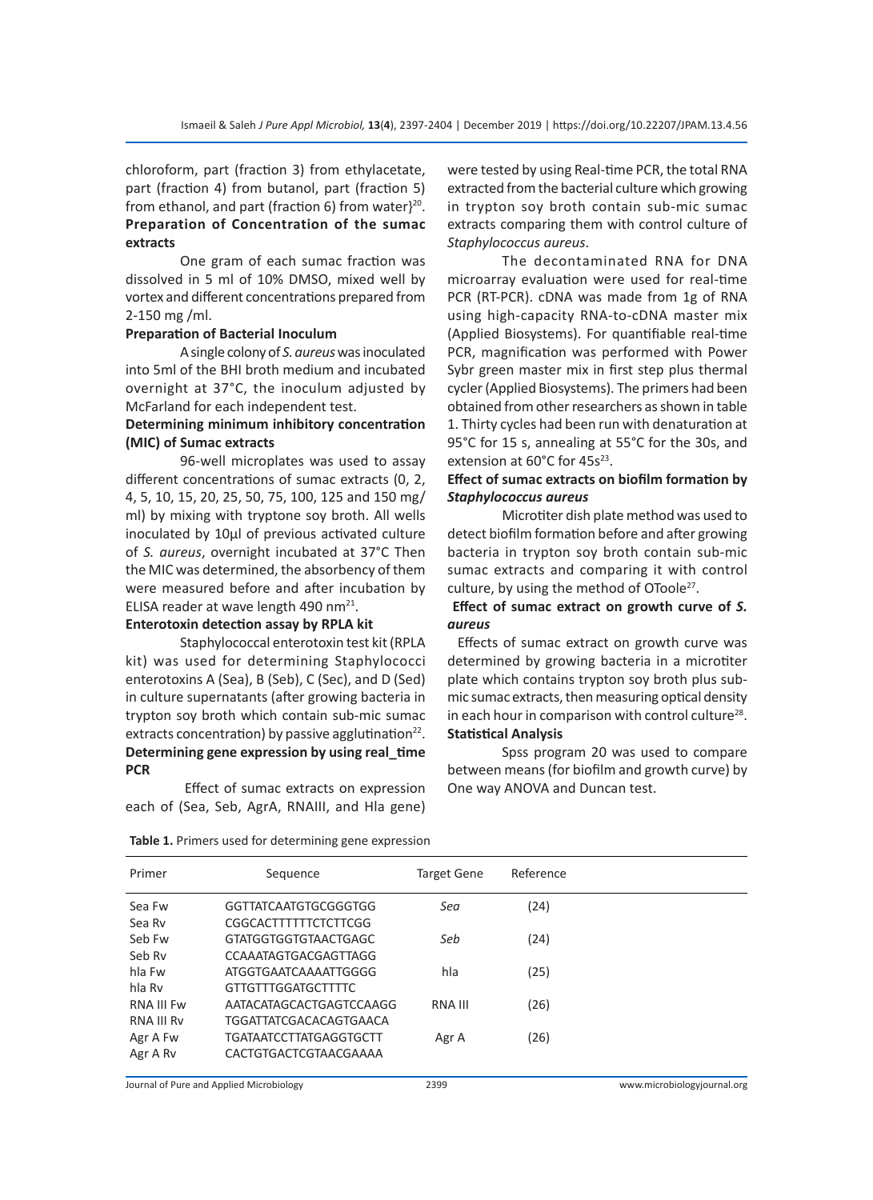chloroform, part (fraction 3) from ethylacetate, part (fraction 4) from butanol, part (fraction 5) from ethanol, and part (fraction 6) from water}[20].

### Preparation of Concentration of the sumac extracts

One gram of each sumac fraction was dissolved in 5 ml of 10% DMSO, mixed well by vortex and different concentrations prepared from 2-150 mg /ml.

### Preparation of Bacterial Inoculum

A single colony of *S. aureus* was inoculated into 5ml of the BHI broth medium and incubated overnight at 37°C, the inoculum adjusted by McFarland for each independent test.

### Determining minimum inhibitory concentration (MIC) of Sumac extracts

96-well microplates was used to assay different concentrations of sumac extracts (0, 2, 4, 5, 10, 15, 20, 25, 50, 75, 100, 125 and 150 mg/ml) by mixing with tryptone soy broth. All wells inoculated by 10µl of previous activated culture of *S. aureus*, overnight incubated at 37°C Then the MIC was determined, the absorbency of them were measured before and after incubation by ELISA reader at wave length 490 nm[21].

### Enterotoxin detection assay by RPLA kit

Staphylococcal enterotoxin test kit (RPLA kit) was used for determining Staphylococci enterotoxins A (Sea), B (Seb), C (Sec), and D (Sed) in culture supernatants (after growing bacteria in trypton soy broth which contain sub-mic sumac extracts concentration) by passive agglutination[22].

### Determining gene expression by using real_time PCR

Effect of sumac extracts on expression each of (Sea, Seb, AgrA, RNAIII, and Hla gene) were tested by using Real-time PCR, the total RNA extracted from the bacterial culture which growing in trypton soy broth contain sub-mic sumac extracts comparing them with control culture of *Staphylococcus aureus*.

The decontaminated RNA for DNA microarray evaluation were used for real-time PCR (RT-PCR). cDNA was made from 1g of RNA using high-capacity RNA-to-cDNA master mix (Applied Biosystems). For quantifiable real-time PCR, magnification was performed with Power Sybr green master mix in first step plus thermal cycler (Applied Biosystems). The primers had been obtained from other researchers as shown in table 1. Thirty cycles had been run with denaturation at 95°C for 15 s, annealing at 55°C for the 30s, and extension at 60°C for 45s[23].

### Effect of sumac extracts on biofilm formation by *Staphylococcus aureus*

Microtiter dish plate method was used to detect biofilm formation before and after growing bacteria in trypton soy broth contain sub-mic sumac extracts and comparing it with control culture, by using the method of OToole[27].

### Effect of sumac extract on growth curve of *S. aureus*

Effects of sumac extract on growth curve was determined by growing bacteria in a microtiter plate which contains trypton soy broth plus sub-mic sumac extracts, then measuring optical density in each hour in comparison with control culture[28].

### Statistical Analysis

Spss program 20 was used to compare between means (for biofilm and growth curve) by One way ANOVA and Duncan test.

**Table 1.** Primers used for determining gene expression

| Primer | Sequence | Target Gene | Reference |
|---|---|---|---|
| Sea Fw | GGTTATCAATGTGCGGGTGG | *Sea* | (24) |
| Sea Rv | CGGCACTTTTTTCTCTTCGG | | |
| Seb Fw | GTATGGTGGTGTAACTGAGC | *Seb* | (24) |
| Seb Rv | CCAAATAGTGACGAGTTAGG | | |
| hla Fw | ATGGTGAATCAAAATTGGGG | hla | (25) |
| hla Rv | GTTGTTTGGATGCTTTTC | | |
| RNA III Fw | AATACATAGCACTGAGTCCAAGG | RNA III | (26) |
| RNA III Rv | TGGATTATCGACACAGTGAACA | | |
| Agr A Fw | TGATAATCCTTATGAGGTGCTT | Agr A | (26) |
| Agr A Rv | CACTGTGACTCGTAACGAAAA | | |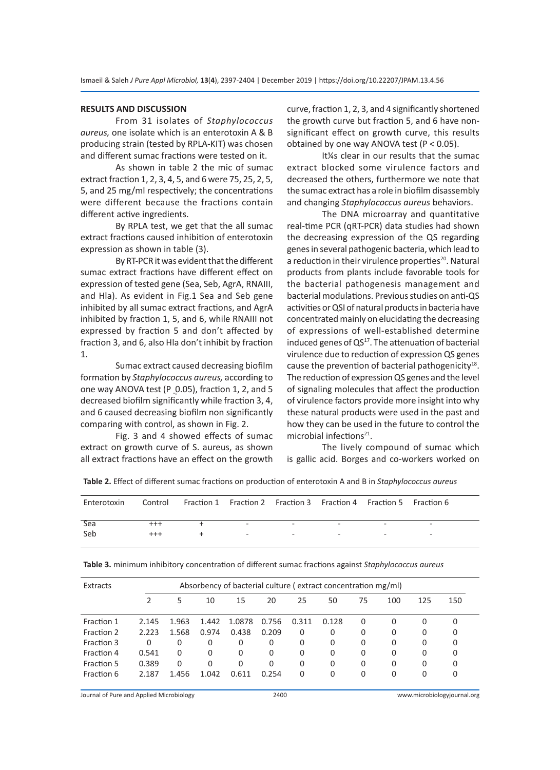## RESULTS AND DISCUSSION

From 31 isolates of *Staphylococcus aureus,* one isolate which is an enterotoxin A & B producing strain (tested by RPLA-KIT) was chosen and different sumac fractions were tested on it.

As shown in table 2 the mic of sumac extract fraction 1, 2, 3, 4, 5, and 6 were 75, 25, 2, 5, 5, and 25 mg/ml respectively; the concentrations were different because the fractions contain different active ingredients.

By RPLA test, we get that the all sumac extract fractions caused inhibition of enterotoxin expression as shown in table (3).

By RT-PCR it was evident that the different sumac extract fractions have different effect on expression of tested gene (Sea, Seb, AgrA, RNAIII, and Hla). As evident in Fig.1 Sea and Seb gene inhibited by all sumac extract fractions, and AgrA inhibited by fraction 1, 5, and 6, while RNAIII not expressed by fraction 5 and don't affected by fraction 3, and 6, also Hla don't inhibit by fraction 1.

Sumac extract caused decreasing biofilm formation by *Staphylococcus aureus,* according to one way ANOVA test (P ̰0.05), fraction 1, 2, and 5 decreased biofilm significantly while fraction 3, 4, and 6 caused decreasing biofilm non significantly comparing with control, as shown in Fig. 2.

Fig. 3 and 4 showed effects of sumac extract on growth curve of S. aureus, as shown all extract fractions have an effect on the growth curve, fraction 1, 2, 3, and 4 significantly shortened the growth curve but fraction 5, and 6 have non-significant effect on growth curve, this results obtained by one way ANOVA test ($P < 0.05$).

It¼s clear in our results that the sumac extract blocked some virulence factors and decreased the others, furthermore we note that the sumac extract has a role in biofilm disassembly and changing *Staphylococcus aureus* behaviors.

The DNA microarray and quantitative real-time PCR (qRT-PCR) data studies had shown the decreasing expression of the QS regarding genes in several pathogenic bacteria, which lead to a reduction in their virulence properties[20]. Natural products from plants include favorable tools for the bacterial pathogenesis management and bacterial modulations. Previous studies on anti-QS activities or QSI of natural products in bacteria have concentrated mainly on elucidating the decreasing of expressions of well-established determine induced genes of QS[17]. The attenuation of bacterial virulence due to reduction of expression QS genes cause the prevention of bacterial pathogenicity[18]. The reduction of expression QS genes and the level of signaling molecules that affect the production of virulence factors provide more insight into why these natural products were used in the past and how they can be used in the future to control the microbial infections[21].

The lively compound of sumac which is gallic acid. Borges and co-workers worked on

**Table 2.** Effect of different sumac fractions on production of enterotoxin A and B in *Staphylococcus aureus*

| Enterotoxin | Control | Fraction 1 | Fraction 2 | Fraction 3 | Fraction 4 | Fraction 5 | Fraction 6 |
|---|---|---|---|---|---|---|---|
| Sea | +++ | + | - | - | - | - | - |
| Seb | +++ | + | - | - | - | - | - |

**Table 3.** minimum inhibitory concentration of different sumac fractions against *Staphylococcus aureus*

| Extracts | Absorbency of bacterial culture ( extract concentration mg/ml) | | | | | | | | | | |
|---|---|---|---|---|---|---|---|---|---|---|---|
| | 2 | 5 | 10 | 15 | 20 | 25 | 50 | 75 | 100 | 125 | 150 |
| Fraction 1 | 2.145 | 1.963 | 1.442 | 1.0878 | 0.756 | 0.311 | 0.128 | 0 | 0 | 0 | 0 |
| Fraction 2 | 2.223 | 1.568 | 0.974 | 0.438 | 0.209 | 0 | 0 | 0 | 0 | 0 | 0 |
| Fraction 3 | 0 | 0 | 0 | 0 | 0 | 0 | 0 | 0 | 0 | 0 | 0 |
| Fraction 4 | 0.541 | 0 | 0 | 0 | 0 | 0 | 0 | 0 | 0 | 0 | 0 |
| Fraction 5 | 0.389 | 0 | 0 | 0 | 0 | 0 | 0 | 0 | 0 | 0 | 0 |
| Fraction 6 | 2.187 | 1.456 | 1.042 | 0.611 | 0.254 | 0 | 0 | 0 | 0 | 0 | 0 |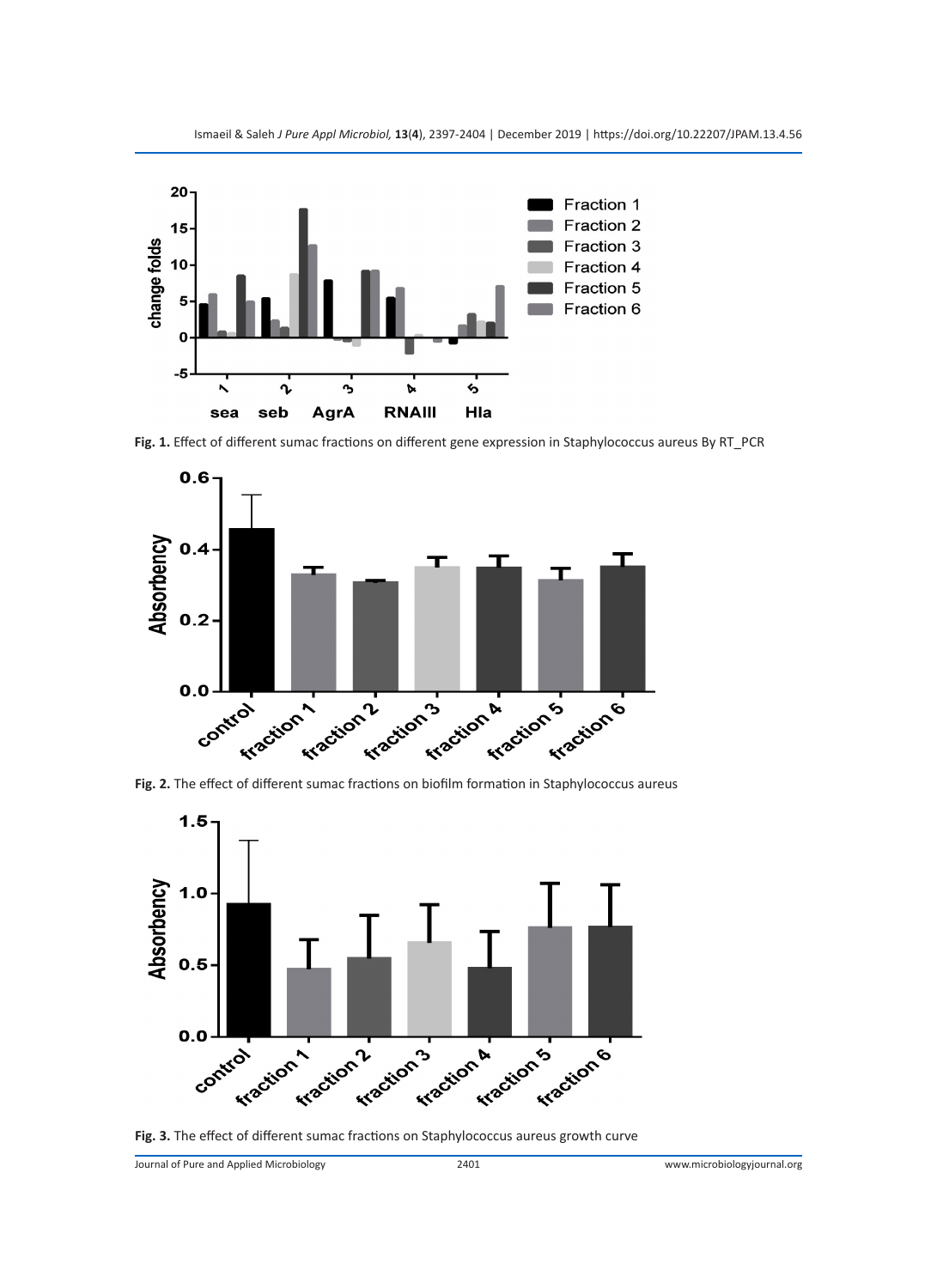**Fig. 1.** Effect of different sumac fractions on different gene expression in Staphylococcus aureus By RT_PCR

**Fig. 2.** The effect of different sumac fractions on biofilm formation in Staphylococcus aureus

**Fig. 3.** The effect of different sumac fractions on Staphylococcus aureus growth curve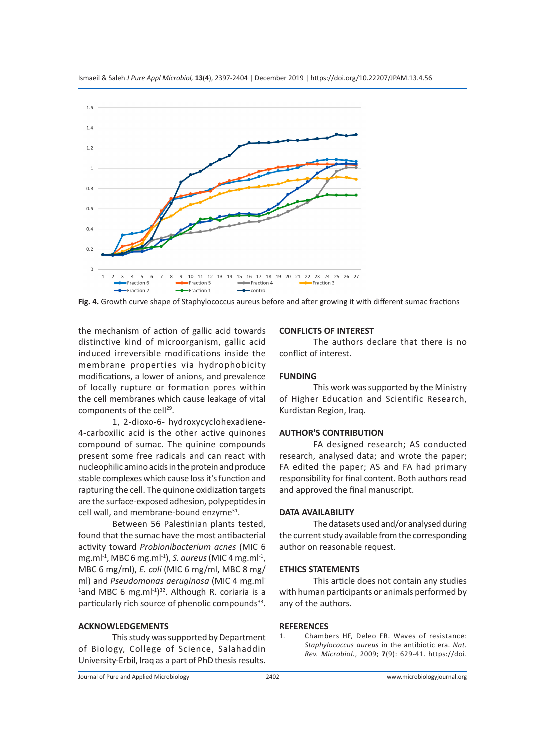Fig. 4. Growth curve shape of Staphylococcus aureus before and after growing it with different sumac fractions

the mechanism of action of gallic acid towards distinctive kind of microorganism, gallic acid induced irreversible modifications inside the membrane properties via hydrophobicity modifications, a lower of anions, and prevalence of locally rupture or formation pores within the cell membranes which cause leakage of vital components of the cell[29].

1, 2-dioxo-6- hydroxycyclohexadiene-4-carboxilic acid is the other active quinones compound of sumac. The quinine compounds present some free radicals and can react with nucleophilic amino acids in the protein and produce stable complexes which cause loss it's function and rapturing the cell. The quinone oxidization targets are the surface-exposed adhesion, polypeptides in cell wall, and membrane-bound enzyme[31].

Between 56 Palestinian plants tested, found that the sumac have the most antibacterial activity toward *Probionibacterium acnes* (MIC 6 mg.ml$^{-1}$, MBC 6 mg.ml$^{-1}$), *S. aureus* (MIC 4 mg.ml$^{-1}$, MBC 6 mg/ml), *E. coli* (MIC 6 mg/ml, MBC 8 mg/ml) and *Pseudomonas aeruginosa* (MIC 4 mg.ml$^{-1}$ and MBC 6 mg.ml$^{-1}$)[32]. Although R. coriaria is a particularly rich source of phenolic compounds[33].

## ACKNOWLEDGEMENTS

This study was supported by Department of Biology, College of Science, Salahaddin University-Erbil, Iraq as a part of PhD thesis results.

## CONFLICTS OF INTEREST

The authors declare that there is no conflict of interest.

## FUNDING

This work was supported by the Ministry of Higher Education and Scientific Research, Kurdistan Region, Iraq.

## AUTHOR'S CONTRIBUTION

FA designed research; AS conducted research, analysed data; and wrote the paper; FA edited the paper; AS and FA had primary responsibility for final content. Both authors read and approved the final manuscript.

## DATA AVAILABILITY

The datasets used and/or analysed during the current study available from the corresponding author on reasonable request.

## ETHICS STATEMENTS

This article does not contain any studies with human participants or animals performed by any of the authors.

## REFERENCES

1. Chambers HF, Deleo FR. Waves of resistance: *Staphylococcus aureus* in the antibiotic era. *Nat. Rev. Microbiol.*, 2009; **7**(9): 629-41. https://doi.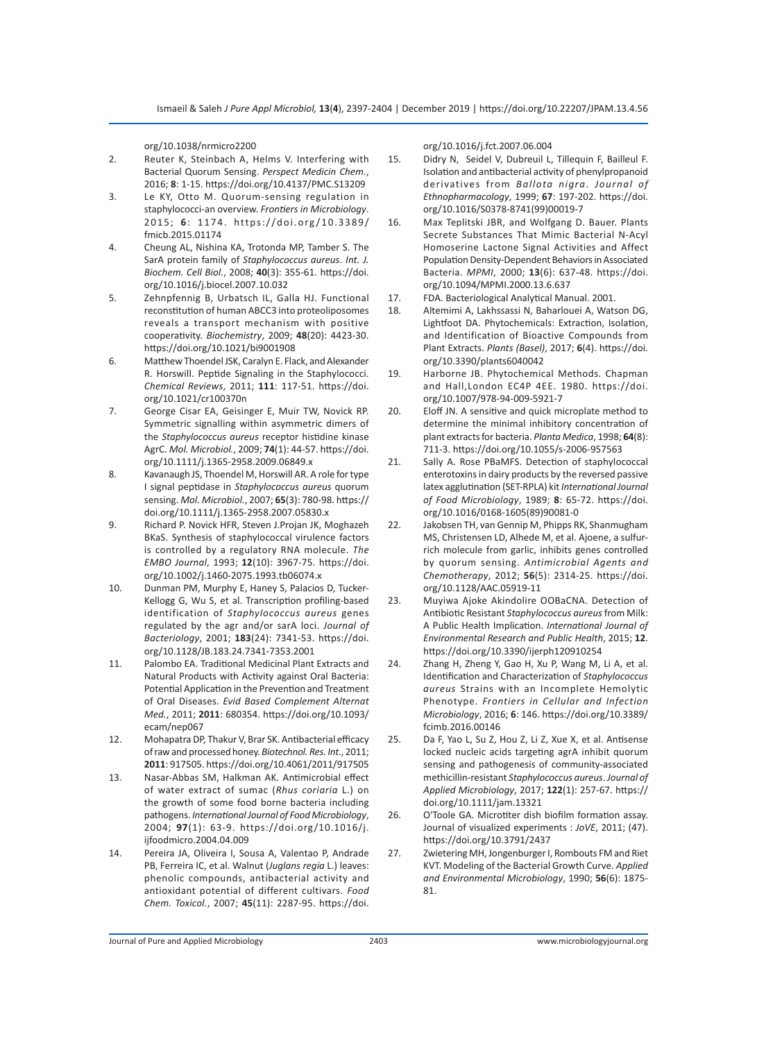org/10.1038/nrmicro2200

2. Reuter K, Steinbach A, Helms V. Interfering with Bacterial Quorum Sensing. *Perspect Medicin Chem.*, 2016; **8**: 1-15. https://doi.org/10.4137/PMC.S13209
3. Le KY, Otto M. Quorum-sensing regulation in staphylococci-an overview. *Frontiers in Microbiology*. 2015; **6**: 1174. https://doi.org/10.3389/fmicb.2015.01174
4. Cheung AL, Nishina KA, Trotonda MP, Tamber S. The SarA protein family of *Staphylococcus aureus*. *Int. J. Biochem. Cell Biol.*, 2008; **40**(3): 355-61. https://doi.org/10.1016/j.biocel.2007.10.032
5. Zehnpfennig B, Urbatsch IL, Galla HJ. Functional reconstitution of human ABCC3 into proteoliposomes reveals a transport mechanism with positive cooperativity. *Biochemistry*, 2009; **48**(20): 4423-30. https://doi.org/10.1021/bi9001908
6. Matthew Thoendel JSK, Caralyn E. Flack, and Alexander R. Horswill. Peptide Signaling in the Staphylococci. *Chemical Reviews*, 2011; **111**: 117-51. https://doi.org/10.1021/cr100370n
7. George Cisar EA, Geisinger E, Muir TW, Novick RP. Symmetric signalling within asymmetric dimers of the *Staphylococcus aureus* receptor histidine kinase AgrC. *Mol. Microbiol.*, 2009; **74**(1): 44-57. https://doi.org/10.1111/j.1365-2958.2009.06849.x
8. Kavanaugh JS, Thoendel M, Horswill AR. A role for type I signal peptidase in *Staphylococcus aureus* quorum sensing. *Mol. Microbiol.*, 2007; **65**(3): 780-98. https://doi.org/10.1111/j.1365-2958.2007.05830.x
9. Richard P. Novick HFR, Steven J.Projan JK, Moghazeh BKaS. Synthesis of staphylococcal virulence factors is controlled by a regulatory RNA molecule. *The EMBO Journal*, 1993; **12**(10): 3967-75. https://doi.org/10.1002/j.1460-2075.1993.tb06074.x
10. Dunman PM, Murphy E, Haney S, Palacios D, Tucker-Kellogg G, Wu S, et al. Transcription profiling-based identification of *Staphylococcus aureus* genes regulated by the agr and/or sarA loci. *Journal of Bacteriology*, 2001; **183**(24): 7341-53. https://doi.org/10.1128/JB.183.24.7341-7353.2001
11. Palombo EA. Traditional Medicinal Plant Extracts and Natural Products with Activity against Oral Bacteria: Potential Application in the Prevention and Treatment of Oral Diseases. *Evid Based Complement Alternat Med.*, 2011; **2011**: 680354. https://doi.org/10.1093/ecam/nep067
12. Mohapatra DP, Thakur V, Brar SK. Antibacterial efficacy of raw and processed honey. *Biotechnol. Res. Int.*, 2011; **2011**: 917505. https://doi.org/10.4061/2011/917505
13. Nasar-Abbas SM, Halkman AK. Antimicrobial effect of water extract of sumac (*Rhus coriaria* L.) on the growth of some food borne bacteria including pathogens. *International Journal of Food Microbiology*, 2004; **97**(1): 63-9. https://doi.org/10.1016/j.ijfoodmicro.2004.04.009
14. Pereira JA, Oliveira I, Sousa A, Valentao P, Andrade PB, Ferreira IC, et al. Walnut (*Juglans regia* L.) leaves: phenolic compounds, antibacterial activity and antioxidant potential of different cultivars. *Food Chem. Toxicol.*, 2007; **45**(11): 2287-95. https://doi.org/10.1016/j.fct.2007.06.004
15. Didry N, Seidel V, Dubreuil L, Tillequin F, Bailleul F. Isolation and antibacterial activity of phenylpropanoid derivatives from *Ballota nigra*. *Journal of Ethnopharmacology*, 1999; **67**: 197-202. https://doi.org/10.1016/S0378-8741(99)00019-7
16. Max Teplitski JBR, and Wolfgang D. Bauer. Plants Secrete Substances That Mimic Bacterial N-Acyl Homoserine Lactone Signal Activities and Affect Population Density-Dependent Behaviors in Associated Bacteria. *MPMI*, 2000; **13**(6): 637-48. https://doi.org/10.1094/MPMI.2000.13.6.637
17. FDA. Bacteriological Analytical Manual. 2001.
18. Altemimi A, Lakhssassi N, Baharlouei A, Watson DG, Lightfoot DA. Phytochemicals: Extraction, Isolation, and Identification of Bioactive Compounds from Plant Extracts. *Plants (Basel)*, 2017; **6**(4). https://doi.org/10.3390/plants6040042
19. Harborne JB. Phytochemical Methods. Chapman and Hall,London EC4P 4EE. 1980. https://doi.org/10.1007/978-94-009-5921-7
20. Eloff JN. A sensitive and quick microplate method to determine the minimal inhibitory concentration of plant extracts for bacteria. *Planta Medica*, 1998; **64**(8): 711-3. https://doi.org/10.1055/s-2006-957563
21. Sally A. Rose PBaMFS. Detection of staphylococcal enterotoxins in dairy products by the reversed passive latex agglutination (SET-RPLA) kit *International Journal of Food Microbiology*, 1989; **8**: 65-72. https://doi.org/10.1016/0168-1605(89)90081-0
22. Jakobsen TH, van Gennip M, Phipps RK, Shanmugham MS, Christensen LD, Alhede M, et al. Ajoene, a sulfur-rich molecule from garlic, inhibits genes controlled by quorum sensing. *Antimicrobial Agents and Chemotherapy*, 2012; **56**(5): 2314-25. https://doi.org/10.1128/AAC.05919-11
23. Muyiwa Ajoke Akindolire OOBaCNA. Detection of Antibiotic Resistant *Staphylococcus aureus* from Milk: A Public Health Implication. *International Journal of Environmental Research and Public Health*, 2015; **12**. https://doi.org/10.3390/ijerph120910254
24. Zhang H, Zheng Y, Gao H, Xu P, Wang M, Li A, et al. Identification and Characterization of *Staphylococcus aureus* Strains with an Incomplete Hemolytic Phenotype. *Frontiers in Cellular and Infection Microbiology*, 2016; **6**: 146. https://doi.org/10.3389/fcimb.2016.00146
25. Da F, Yao L, Su Z, Hou Z, Li Z, Xue X, et al. Antisense locked nucleic acids targeting agrA inhibit quorum sensing and pathogenesis of community-associated methicillin-resistant *Staphylococcus aureus*. *Journal of Applied Microbiology*, 2017; **122**(1): 257-67. https://doi.org/10.1111/jam.13321
26. O'Toole GA. Microtiter dish biofilm formation assay. Journal of visualized experiments : *JoVE*, 2011; (47). https://doi.org/10.3791/2437
27. Zwietering MH, Jongenburger I, Rombouts FM and Riet KVT. Modeling of the Bacterial Growth Curve. *Applied and Environmental Microbiology*, 1990; **56**(6): 1875-81.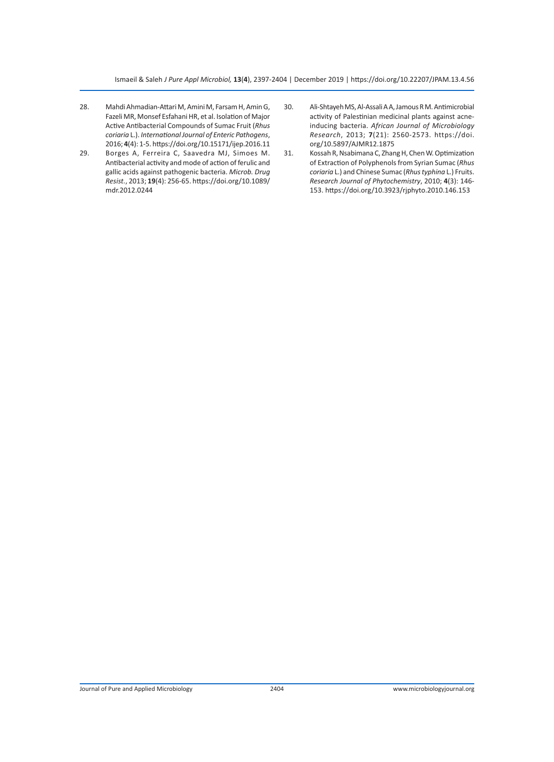28. Mahdi Ahmadian-Attari M, Amini M, Farsam H, Amin G, Fazeli MR, Monsef Esfahani HR, et al. Isolation of Major Active Antibacterial Compounds of Sumac Fruit (*Rhus coriaria* L.). *International Journal of Enteric Pathogens*, 2016; **4**(4): 1-5. https://doi.org/10.15171/ijep.2016.11
29. Borges A, Ferreira C, Saavedra MJ, Simoes M. Antibacterial activity and mode of action of ferulic and gallic acids against pathogenic bacteria. *Microb. Drug Resist.*, 2013; **19**(4): 256-65. https://doi.org/10.1089/mdr.2012.0244
30. Ali-Shtayeh MS, Al-Assali A A, Jamous R M. Antimicrobial activity of Palestinian medicinal plants against acne-inducing bacteria. *African Journal of Microbiology Research*, 2013; **7**(21): 2560-2573. https://doi.org/10.5897/AJMR12.1875
31. Kossah R, Nsabimana C, Zhang H, Chen W. Optimization of Extraction of Polyphenols from Syrian Sumac (*Rhus coriaria* L.) and Chinese Sumac (*Rhus typhina* L.) Fruits. *Research Journal of Phytochemistry*, 2010; **4**(3): 146-153. https://doi.org/10.3923/rjphyto.2010.146.153